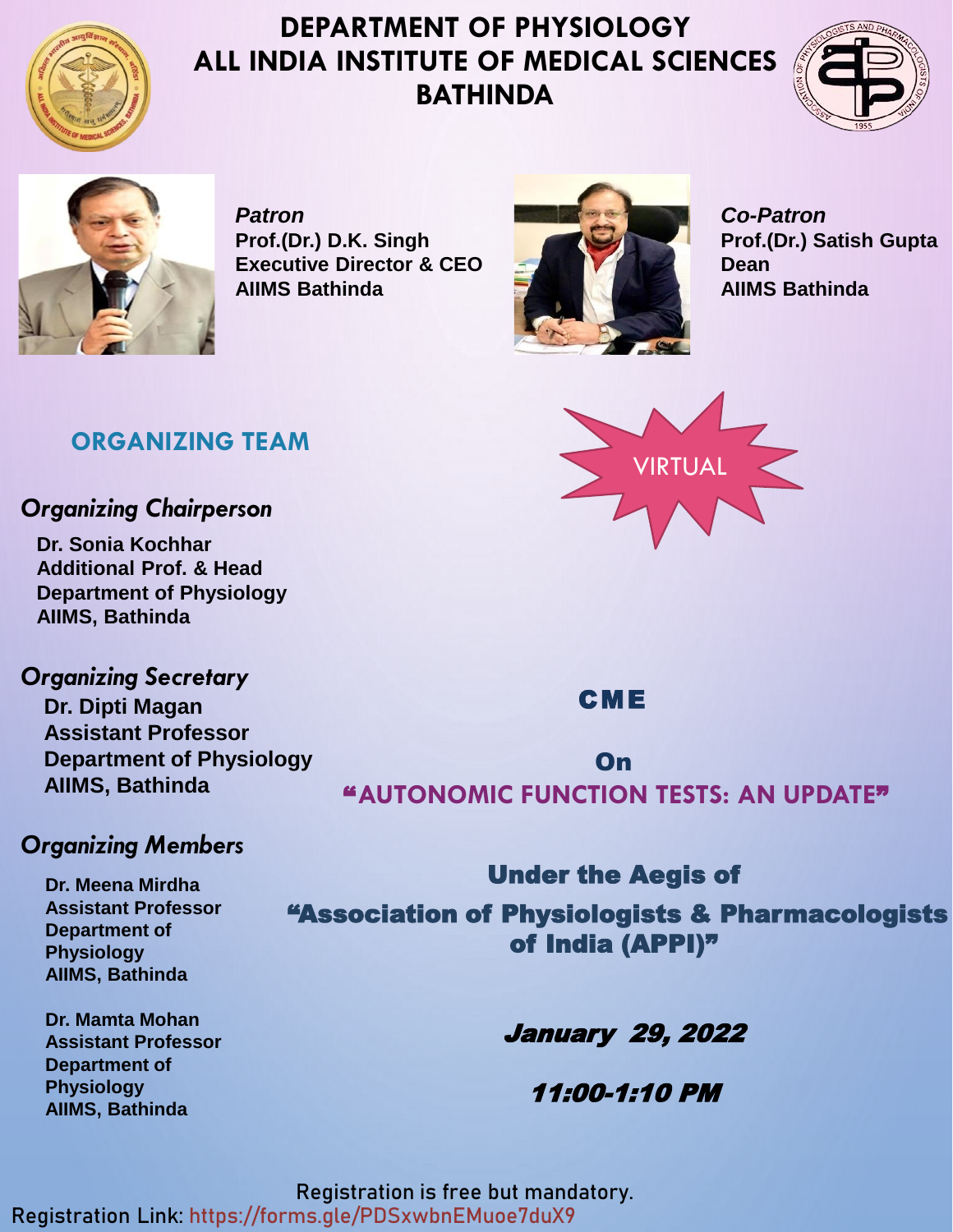# DEPARTMENT OF PHYSIOLOGY
# ALL INDIA INSTITUTE OF MEDICAL SCIENCES BATHINDA

***Patron***
**Prof.(Dr.) D.K. Singh**
**Executive Director & CEO**
**AIIMS Bathinda**

***Co-Patron***
**Prof.(Dr.) Satish Gupta**
**Dean**
**AIIMS Bathinda**

VIRTUAL

## ORGANIZING TEAM

### *Organizing Chairperson*

**Dr. Sonia Kochhar**
**Additional Prof. & Head**
**Department of Physiology**
**AIIMS, Bathinda**

### *Organizing Secretary*

**Dr. Dipti Magan**
**Assistant Professor**
**Department of Physiology**
**AIIMS, Bathinda**

### *Organizing Members*

**Dr. Meena Mirdha**
**Assistant Professor**
**Department of Physiology**
**AIIMS, Bathinda**

**Dr. Mamta Mohan**
**Assistant Professor**
**Department of Physiology**
**AIIMS, Bathinda**

## CME

**On**

## "AUTONOMIC FUNCTION TESTS: AN UPDATE"

**Under the Aegis of**

**"Association of Physiologists & Pharmacologists of India (APPI)"**

***January 29, 2022***

***11:00-1:10 PM***

Registration is free but mandatory.

Registration Link: https://forms.gle/PDSxwbnEMuoe7duX9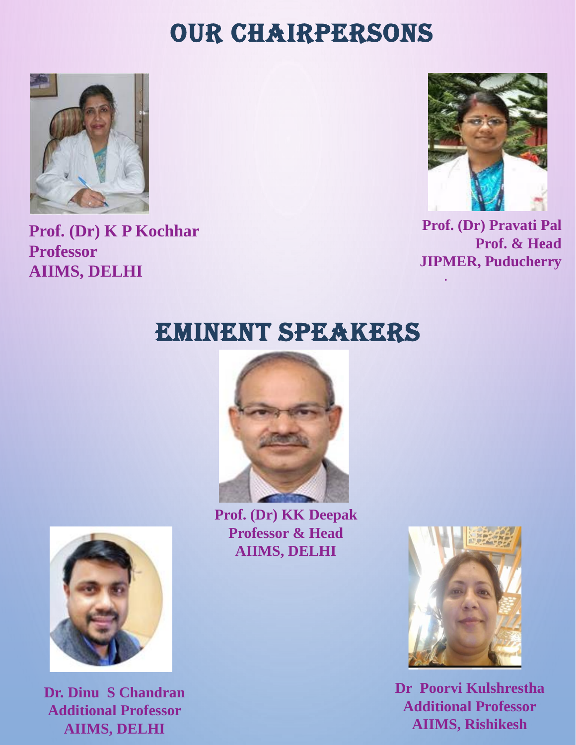# OUR CHAIRPERSONS

**Prof. (Dr) K P Kochhar**
**Professor**
**AIIMS, DELHI**

**Prof. (Dr) Pravati Pal**
**Prof. & Head**
**JIPMER, Puducherry**

# EMINENT SPEAKERS

**Prof. (Dr) KK Deepak**
**Professor & Head**
**AIIMS, DELHI**

**Dr. Dinu S Chandran**
**Additional Professor**
**AIIMS, DELHI**

**Dr Poorvi Kulshrestha**
**Additional Professor**
**AIIMS, Rishikesh**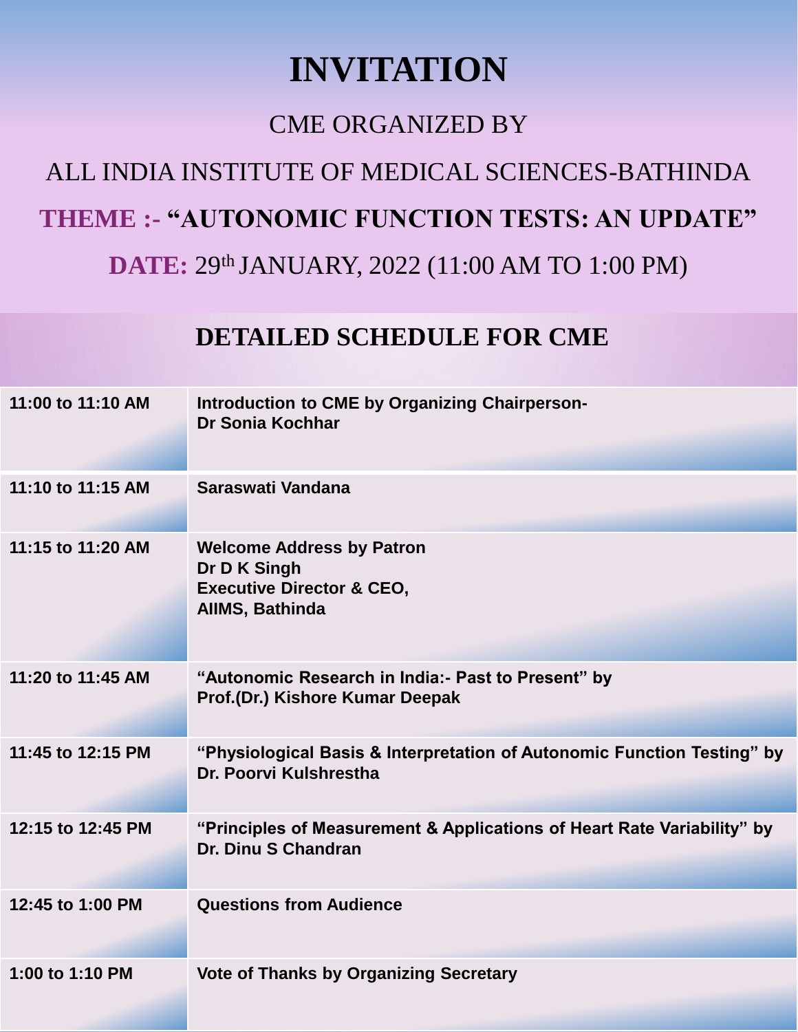# INVITATION

CME ORGANIZED BY

ALL INDIA INSTITUTE OF MEDICAL SCIENCES-BATHINDA

**THEME :- "AUTONOMIC FUNCTION TESTS: AN UPDATE"**

**DATE:** 29th JANUARY, 2022 (11:00 AM TO 1:00 PM)

## DETAILED SCHEDULE FOR CME

| | |
|---|---|
| **11:00 to 11:10 AM** | **Introduction to CME by Organizing Chairperson- Dr Sonia Kochhar** |
| **11:10 to 11:15 AM** | **Saraswati Vandana** |
| **11:15 to 11:20 AM** | **Welcome Address by Patron Dr D K Singh Executive Director & CEO, AIIMS, Bathinda** |
| **11:20 to 11:45 AM** | **"Autonomic Research in India:- Past to Present" by Prof.(Dr.) Kishore Kumar Deepak** |
| **11:45 to 12:15 PM** | **"Physiological Basis & Interpretation of Autonomic Function Testing" by Dr. Poorvi Kulshrestha** |
| **12:15 to 12:45 PM** | **"Principles of Measurement & Applications of Heart Rate Variability" by Dr. Dinu S Chandran** |
| **12:45 to 1:00 PM** | **Questions from Audience** |
| **1:00 to 1:10 PM** | **Vote of Thanks by Organizing Secretary** |